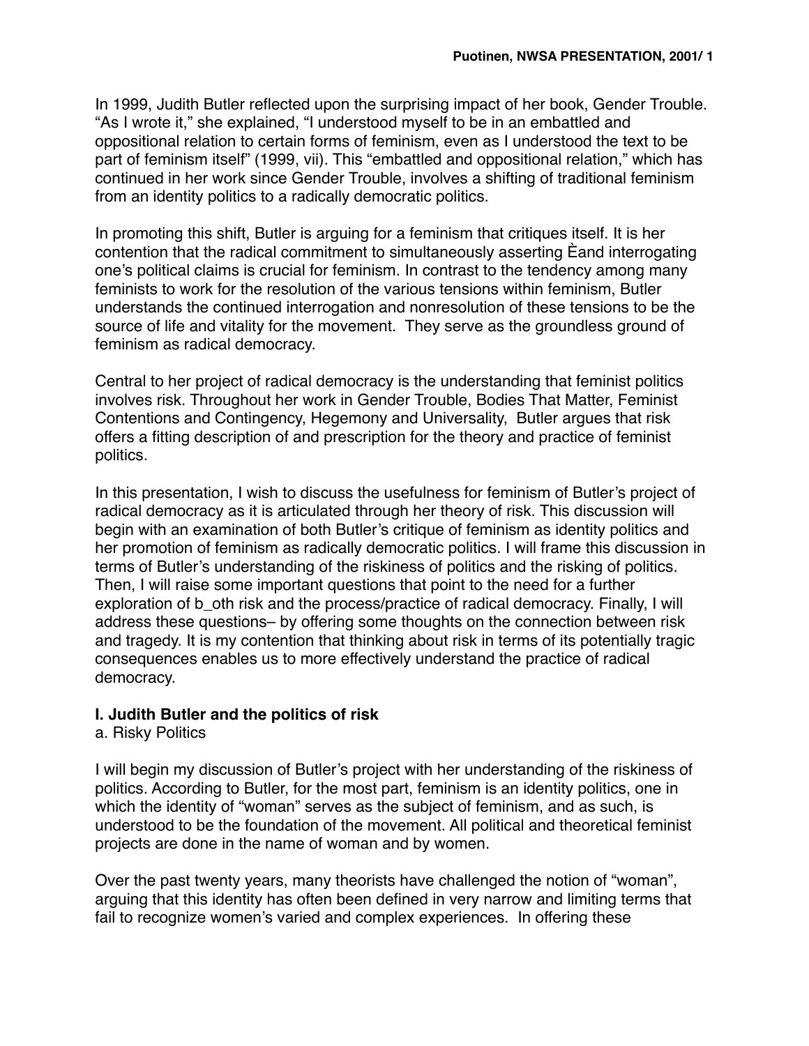In 1999, Judith Butler reflected upon the surprising impact of her book, Gender Trouble. "As I wrote it," she explained, "I understood myself to be in an embattled and oppositional relation to certain forms of feminism, even as I understood the text to be part of feminism itself" (1999, vii). This "embattled and oppositional relation," which has continued in her work since Gender Trouble, involves a shifting of traditional feminism from an identity politics to a radically democratic politics.

In promoting this shift, Butler is arguing for a feminism that critiques itself. It is her contention that the radical commitment to simultaneously asserting Èand interrogating one's political claims is crucial for feminism. In contrast to the tendency among many feminists to work for the resolution of the various tensions within feminism, Butler understands the continued interrogation and nonresolution of these tensions to be the source of life and vitality for the movement. They serve as the groundless ground of feminism as radical democracy.

Central to her project of radical democracy is the understanding that feminist politics involves risk. Throughout her work in Gender Trouble, Bodies That Matter, Feminist Contentions and Contingency, Hegemony and Universality, Butler argues that risk offers a fitting description of and prescription for the theory and practice of feminist politics.

In this presentation, I wish to discuss the usefulness for feminism of Butler's project of radical democracy as it is articulated through her theory of risk. This discussion will begin with an examination of both Butler's critique of feminism as identity politics and her promotion of feminism as radically democratic politics. I will frame this discussion in terms of Butler's understanding of the riskiness of politics and the risking of politics. Then, I will raise some important questions that point to the need for a further exploration of b_oth risk and the process/practice of radical democracy. Finally, I will address these questions– by offering some thoughts on the connection between risk and tragedy. It is my contention that thinking about risk in terms of its potentially tragic consequences enables us to more effectively understand the practice of radical democracy.

## I. Judith Butler and the politics of risk

### a. Risky Politics

I will begin my discussion of Butler's project with her understanding of the riskiness of politics. According to Butler, for the most part, feminism is an identity politics, one in which the identity of "woman" serves as the subject of feminism, and as such, is understood to be the foundation of the movement. All political and theoretical feminist projects are done in the name of woman and by women.

Over the past twenty years, many theorists have challenged the notion of "woman", arguing that this identity has often been defined in very narrow and limiting terms that fail to recognize women's varied and complex experiences. In offering these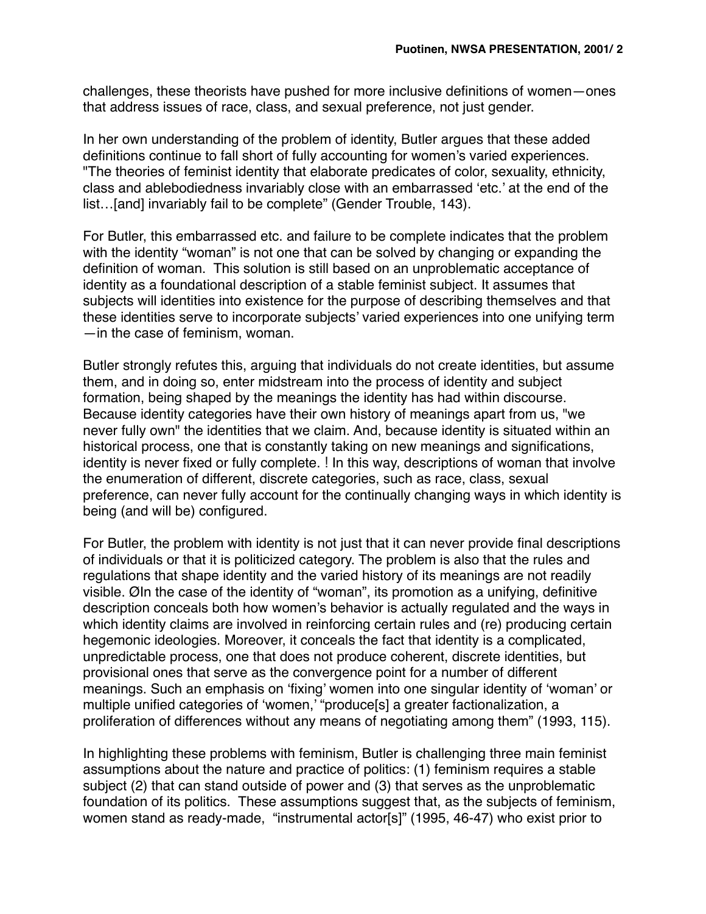challenges, these theorists have pushed for more inclusive definitions of women—ones that address issues of race, class, and sexual preference, not just gender.

In her own understanding of the problem of identity, Butler argues that these added definitions continue to fall short of fully accounting for women's varied experiences. "The theories of feminist identity that elaborate predicates of color, sexuality, ethnicity, class and ablebodiedness invariably close with an embarrassed 'etc.' at the end of the list…[and] invariably fail to be complete" (Gender Trouble, 143).

For Butler, this embarrassed etc. and failure to be complete indicates that the problem with the identity "woman" is not one that can be solved by changing or expanding the definition of woman. This solution is still based on an unproblematic acceptance of identity as a foundational description of a stable feminist subject. It assumes that subjects will identities into existence for the purpose of describing themselves and that these identities serve to incorporate subjects' varied experiences into one unifying term —in the case of feminism, woman.

Butler strongly refutes this, arguing that individuals do not create identities, but assume them, and in doing so, enter midstream into the process of identity and subject formation, being shaped by the meanings the identity has had within discourse. Because identity categories have their own history of meanings apart from us, "we never fully own" the identities that we claim. And, because identity is situated within an historical process, one that is constantly taking on new meanings and significations, identity is never fixed or fully complete. ! In this way, descriptions of woman that involve the enumeration of different, discrete categories, such as race, class, sexual preference, can never fully account for the continually changing ways in which identity is being (and will be) configured.

For Butler, the problem with identity is not just that it can never provide final descriptions of individuals or that it is politicized category. The problem is also that the rules and regulations that shape identity and the varied history of its meanings are not readily visible. ØIn the case of the identity of "woman", its promotion as a unifying, definitive description conceals both how women's behavior is actually regulated and the ways in which identity claims are involved in reinforcing certain rules and (re) producing certain hegemonic ideologies. Moreover, it conceals the fact that identity is a complicated, unpredictable process, one that does not produce coherent, discrete identities, but provisional ones that serve as the convergence point for a number of different meanings. Such an emphasis on 'fixing' women into one singular identity of 'woman' or multiple unified categories of 'women,' "produce[s] a greater factionalization, a proliferation of differences without any means of negotiating among them" (1993, 115).

In highlighting these problems with feminism, Butler is challenging three main feminist assumptions about the nature and practice of politics: (1) feminism requires a stable subject (2) that can stand outside of power and (3) that serves as the unproblematic foundation of its politics. These assumptions suggest that, as the subjects of feminism, women stand as ready-made, "instrumental actor[s]" (1995, 46-47) who exist prior to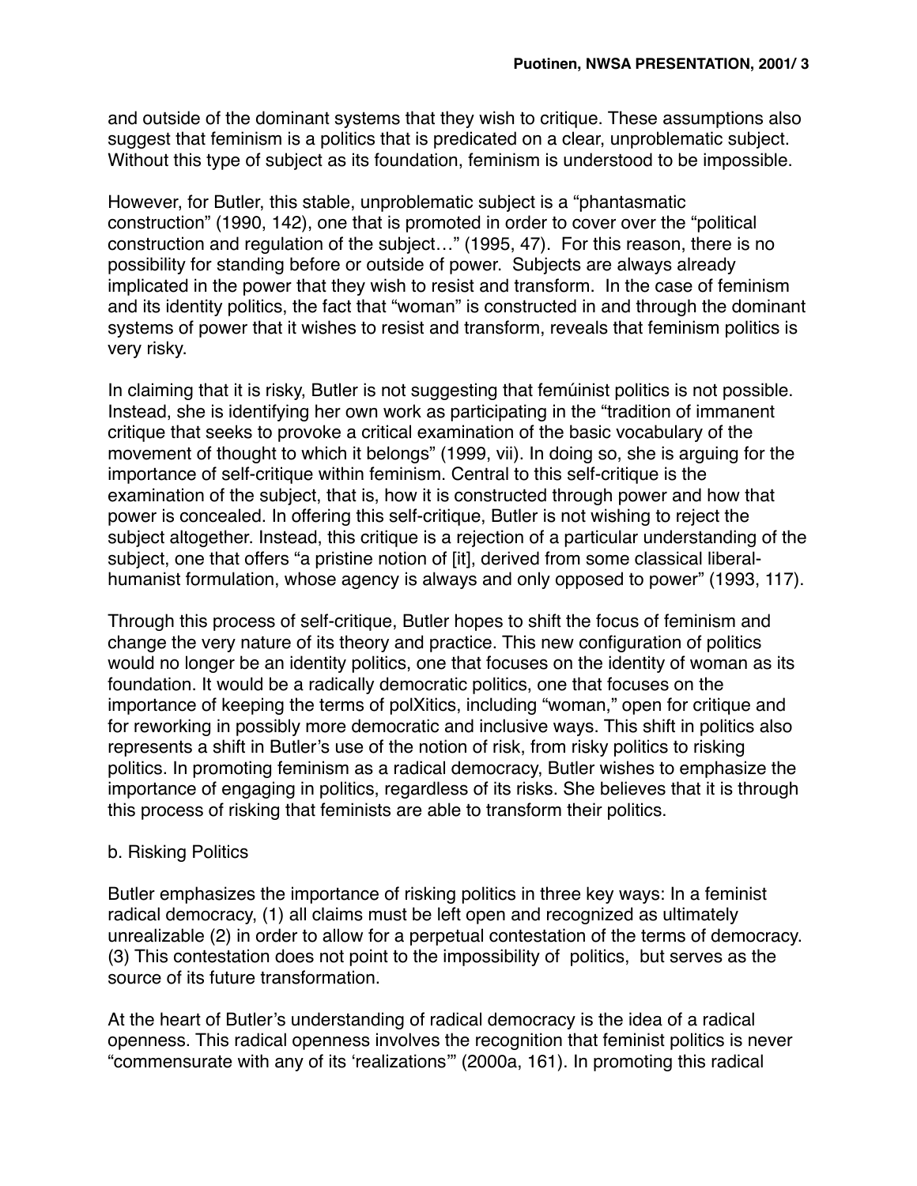and outside of the dominant systems that they wish to critique. These assumptions also suggest that feminism is a politics that is predicated on a clear, unproblematic subject. Without this type of subject as its foundation, feminism is understood to be impossible.

However, for Butler, this stable, unproblematic subject is a "phantasmatic construction" (1990, 142), one that is promoted in order to cover over the "political construction and regulation of the subject…" (1995, 47). For this reason, there is no possibility for standing before or outside of power. Subjects are always already implicated in the power that they wish to resist and transform. In the case of feminism and its identity politics, the fact that "woman" is constructed in and through the dominant systems of power that it wishes to resist and transform, reveals that feminism politics is very risky.

In claiming that it is risky, Butler is not suggesting that femúinist politics is not possible. Instead, she is identifying her own work as participating in the "tradition of immanent critique that seeks to provoke a critical examination of the basic vocabulary of the movement of thought to which it belongs" (1999, vii). In doing so, she is arguing for the importance of self-critique within feminism. Central to this self-critique is the examination of the subject, that is, how it is constructed through power and how that power is concealed. In offering this self-critique, Butler is not wishing to reject the subject altogether. Instead, this critique is a rejection of a particular understanding of the subject, one that offers "a pristine notion of [it], derived from some classical liberal-humanist formulation, whose agency is always and only opposed to power" (1993, 117).

Through this process of self-critique, Butler hopes to shift the focus of feminism and change the very nature of its theory and practice. This new configuration of politics would no longer be an identity politics, one that focuses on the identity of woman as its foundation. It would be a radically democratic politics, one that focuses on the importance of keeping the terms of polXitics, including "woman," open for critique and for reworking in possibly more democratic and inclusive ways. This shift in politics also represents a shift in Butler's use of the notion of risk, from risky politics to risking politics. In promoting feminism as a radical democracy, Butler wishes to emphasize the importance of engaging in politics, regardless of its risks. She believes that it is through this process of risking that feminists are able to transform their politics.

### b. Risking Politics

Butler emphasizes the importance of risking politics in three key ways: In a feminist radical democracy, (1) all claims must be left open and recognized as ultimately unrealizable (2) in order to allow for a perpetual contestation of the terms of democracy. (3) This contestation does not point to the impossibility of politics, but serves as the source of its future transformation.

At the heart of Butler's understanding of radical democracy is the idea of a radical openness. This radical openness involves the recognition that feminist politics is never "commensurate with any of its 'realizations'" (2000a, 161). In promoting this radical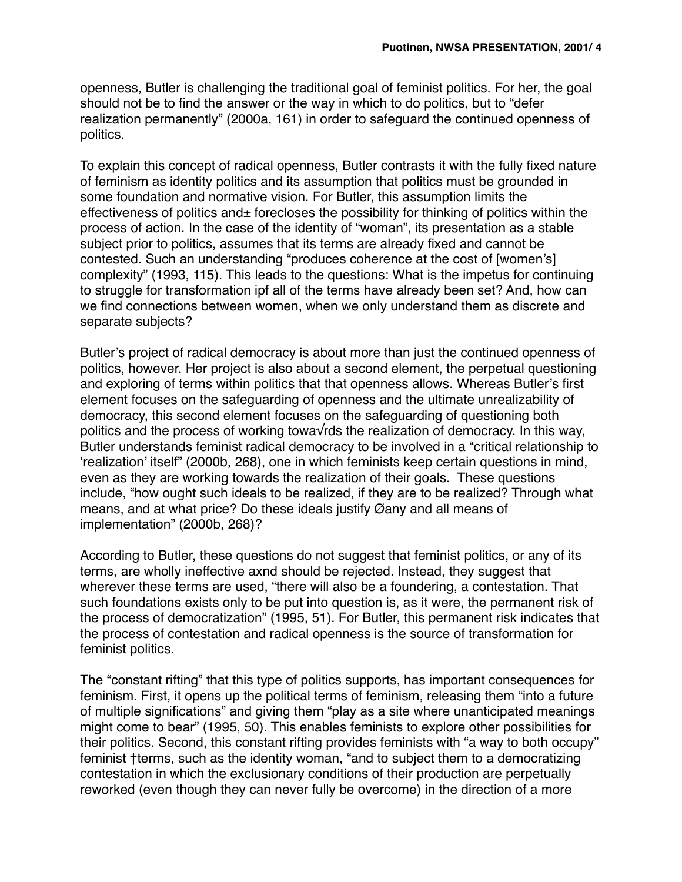openness, Butler is challenging the traditional goal of feminist politics. For her, the goal should not be to find the answer or the way in which to do politics, but to "defer realization permanently" (2000a, 161) in order to safeguard the continued openness of politics.

To explain this concept of radical openness, Butler contrasts it with the fully fixed nature of feminism as identity politics and its assumption that politics must be grounded in some foundation and normative vision. For Butler, this assumption limits the effectiveness of politics and± forecloses the possibility for thinking of politics within the process of action. In the case of the identity of "woman", its presentation as a stable subject prior to politics, assumes that its terms are already fixed and cannot be contested. Such an understanding "produces coherence at the cost of [women's] complexity" (1993, 115). This leads to the questions: What is the impetus for continuing to struggle for transformation ipf all of the terms have already been set? And, how can we find connections between women, when we only understand them as discrete and separate subjects?

Butler's project of radical democracy is about more than just the continued openness of politics, however. Her project is also about a second element, the perpetual questioning and exploring of terms within politics that that openness allows. Whereas Butler's first element focuses on the safeguarding of openness and the ultimate unrealizability of democracy, this second element focuses on the safeguarding of questioning both politics and the process of working towa√rds the realization of democracy. In this way, Butler understands feminist radical democracy to be involved in a "critical relationship to 'realization' itself" (2000b, 268), one in which feminists keep certain questions in mind, even as they are working towards the realization of their goals. These questions include, "how ought such ideals to be realized, if they are to be realized? Through what means, and at what price? Do these ideals justify Øany and all means of implementation" (2000b, 268)?

According to Butler, these questions do not suggest that feminist politics, or any of its terms, are wholly ineffective axnd should be rejected. Instead, they suggest that wherever these terms are used, "there will also be a foundering, a contestation. That such foundations exists only to be put into question is, as it were, the permanent risk of the process of democratization" (1995, 51). For Butler, this permanent risk indicates that the process of contestation and radical openness is the source of transformation for feminist politics.

The "constant rifting" that this type of politics supports, has important consequences for feminism. First, it opens up the political terms of feminism, releasing them "into a future of multiple significations" and giving them "play as a site where unanticipated meanings might come to bear" (1995, 50). This enables feminists to explore other possibilities for their politics. Second, this constant rifting provides feminists with "a way to both occupy" feminist †terms, such as the identity woman, "and to subject them to a democratizing contestation in which the exclusionary conditions of their production are perpetually reworked (even though they can never fully be overcome) in the direction of a more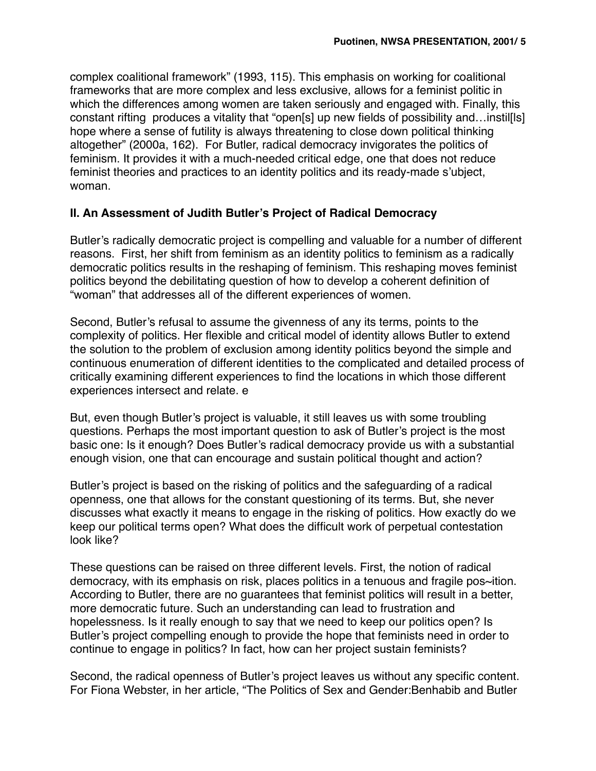complex coalitional framework" (1993, 115). This emphasis on working for coalitional frameworks that are more complex and less exclusive, allows for a feminist politic in which the differences among women are taken seriously and engaged with. Finally, this constant rifting produces a vitality that "open[s] up new fields of possibility and…instil[ls] hope where a sense of futility is always threatening to close down political thinking altogether" (2000a, 162). For Butler, radical democracy invigorates the politics of feminism. It provides it with a much-needed critical edge, one that does not reduce feminist theories and practices to an identity politics and its ready-made s'ubject, woman.

## II. An Assessment of Judith Butler's Project of Radical Democracy

Butler's radically democratic project is compelling and valuable for a number of different reasons. First, her shift from feminism as an identity politics to feminism as a radically democratic politics results in the reshaping of feminism. This reshaping moves feminist politics beyond the debilitating question of how to develop a coherent definition of "woman" that addresses all of the different experiences of women.

Second, Butler's refusal to assume the givenness of any its terms, points to the complexity of politics. Her flexible and critical model of identity allows Butler to extend the solution to the problem of exclusion among identity politics beyond the simple and continuous enumeration of different identities to the complicated and detailed process of critically examining different experiences to find the locations in which those different experiences intersect and relate. e

But, even though Butler's project is valuable, it still leaves us with some troubling questions. Perhaps the most important question to ask of Butler's project is the most basic one: Is it enough? Does Butler's radical democracy provide us with a substantial enough vision, one that can encourage and sustain political thought and action?

Butler's project is based on the risking of politics and the safeguarding of a radical openness, one that allows for the constant questioning of its terms. But, she never discusses what exactly it means to engage in the risking of politics. How exactly do we keep our political terms open? What does the difficult work of perpetual contestation look like?

These questions can be raised on three different levels. First, the notion of radical democracy, with its emphasis on risk, places politics in a tenuous and fragile pos~ition. According to Butler, there are no guarantees that feminist politics will result in a better, more democratic future. Such an understanding can lead to frustration and hopelessness. Is it really enough to say that we need to keep our politics open? Is Butler's project compelling enough to provide the hope that feminists need in order to continue to engage in politics? In fact, how can her project sustain feminists?

Second, the radical openness of Butler's project leaves us without any specific content. For Fiona Webster, in her article, "The Politics of Sex and Gender:Benhabib and Butler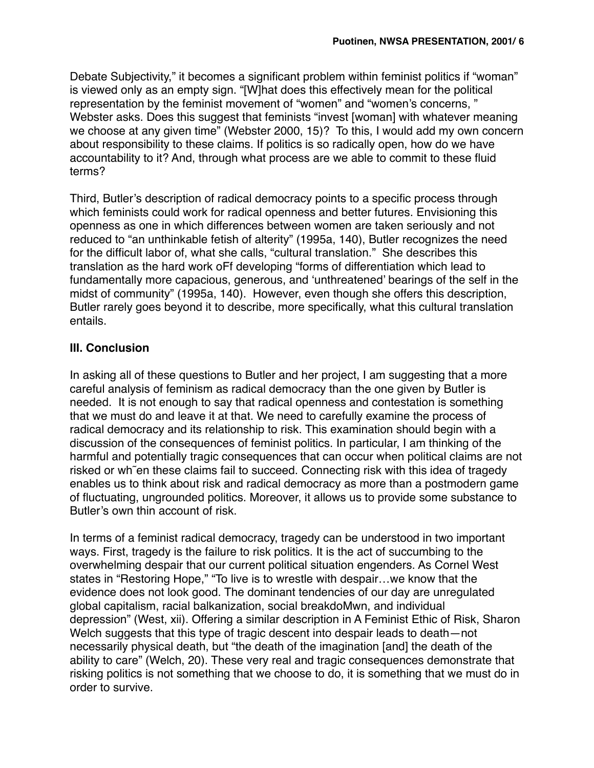Debate Subjectivity," it becomes a significant problem within feminist politics if "woman" is viewed only as an empty sign. "[W]hat does this effectively mean for the political representation by the feminist movement of "women" and "women's concerns, " Webster asks. Does this suggest that feminists "invest [woman] with whatever meaning we choose at any given time" (Webster 2000, 15)? To this, I would add my own concern about responsibility to these claims. If politics is so radically open, how do we have accountability to it? And, through what process are we able to commit to these fluid terms?

Third, Butler's description of radical democracy points to a specific process through which feminists could work for radical openness and better futures. Envisioning this openness as one in which differences between women are taken seriously and not reduced to "an unthinkable fetish of alterity" (1995a, 140), Butler recognizes the need for the difficult labor of, what she calls, "cultural translation." She describes this translation as the hard work oFf developing "forms of differentiation which lead to fundamentally more capacious, generous, and 'unthreatened' bearings of the self in the midst of community" (1995a, 140). However, even though she offers this description, Butler rarely goes beyond it to describe, more specifically, what this cultural translation entails.

### III. Conclusion

In asking all of these questions to Butler and her project, I am suggesting that a more careful analysis of feminism as radical democracy than the one given by Butler is needed. It is not enough to say that radical openness and contestation is something that we must do and leave it at that. We need to carefully examine the process of radical democracy and its relationship to risk. This examination should begin with a discussion of the consequences of feminist politics. In particular, I am thinking of the harmful and potentially tragic consequences that can occur when political claims are not risked or wh˜en these claims fail to succeed. Connecting risk with this idea of tragedy enables us to think about risk and radical democracy as more than a postmodern game of fluctuating, ungrounded politics. Moreover, it allows us to provide some substance to Butler's own thin account of risk.

In terms of a feminist radical democracy, tragedy can be understood in two important ways. First, tragedy is the failure to risk politics. It is the act of succumbing to the overwhelming despair that our current political situation engenders. As Cornel West states in "Restoring Hope," "To live is to wrestle with despair…we know that the evidence does not look good. The dominant tendencies of our day are unregulated global capitalism, racial balkanization, social breakdoMwn, and individual depression" (West, xii). Offering a similar description in A Feminist Ethic of Risk, Sharon Welch suggests that this type of tragic descent into despair leads to death—not necessarily physical death, but "the death of the imagination [and] the death of the ability to care" (Welch, 20). These very real and tragic consequences demonstrate that risking politics is not something that we choose to do, it is something that we must do in order to survive.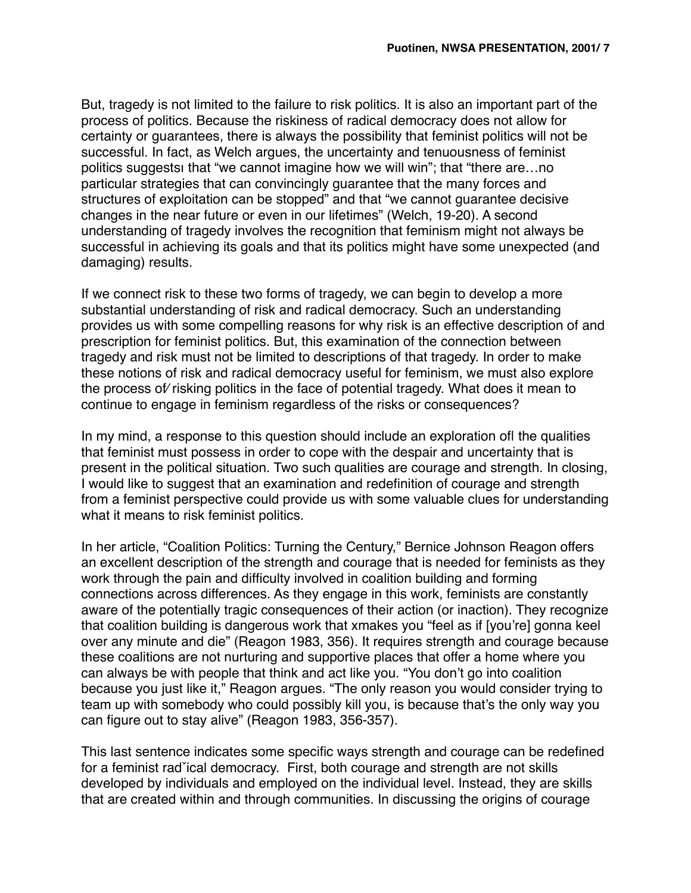But, tragedy is not limited to the failure to risk politics. It is also an important part of the process of politics. Because the riskiness of radical democracy does not allow for certainty or guarantees, there is always the possibility that feminist politics will not be successful. In fact, as Welch argues, the uncertainty and tenuousness of feminist politics suggestsı that "we cannot imagine how we will win"; that "there are…no particular strategies that can convincingly guarantee that the many forces and structures of exploitation can be stopped" and that "we cannot guarantee decisive changes in the near future or even in our lifetimes" (Welch, 19-20). A second understanding of tragedy involves the recognition that feminism might not always be successful in achieving its goals and that its politics might have some unexpected (and damaging) results.

If we connect risk to these two forms of tragedy, we can begin to develop a more substantial understanding of risk and radical democracy. Such an understanding provides us with some compelling reasons for why risk is an effective description of and prescription for feminist politics. But, this examination of the connection between tragedy and risk must not be limited to descriptions of that tragedy. In order to make these notions of risk and radical democracy useful for feminism, we must also explore the process of⁄ risking politics in the face of potential tragedy. What does it mean to continue to engage in feminism regardless of the risks or consequences?

In my mind, a response to this question should include an exploration ofl the qualities that feminist must possess in order to cope with the despair and uncertainty that is present in the political situation. Two such qualities are courage and strength. In closing, I would like to suggest that an examination and redefinition of courage and strength from a feminist perspective could provide us with some valuable clues for understanding what it means to risk feminist politics.

In her article, "Coalition Politics: Turning the Century," Bernice Johnson Reagon offers an excellent description of the strength and courage that is needed for feminists as they work through the pain and difficulty involved in coalition building and forming connections across differences. As they engage in this work, feminists are constantly aware of the potentially tragic consequences of their action (or inaction). They recognize that coalition building is dangerous work that xmakes you "feel as if [you're] gonna keel over any minute and die" (Reagon 1983, 356). It requires strength and courage because these coalitions are not nurturing and supportive places that offer a home where you can always be with people that think and act like you. "You don't go into coalition because you just like it," Reagon argues. "The only reason you would consider trying to team up with somebody who could possibly kill you, is because that's the only way you can figure out to stay alive" (Reagon 1983, 356-357).

This last sentence indicates some specific ways strength and courage can be redefined for a feminist rad˘ical democracy. First, both courage and strength are not skills developed by individuals and employed on the individual level. Instead, they are skills that are created within and through communities. In discussing the origins of courage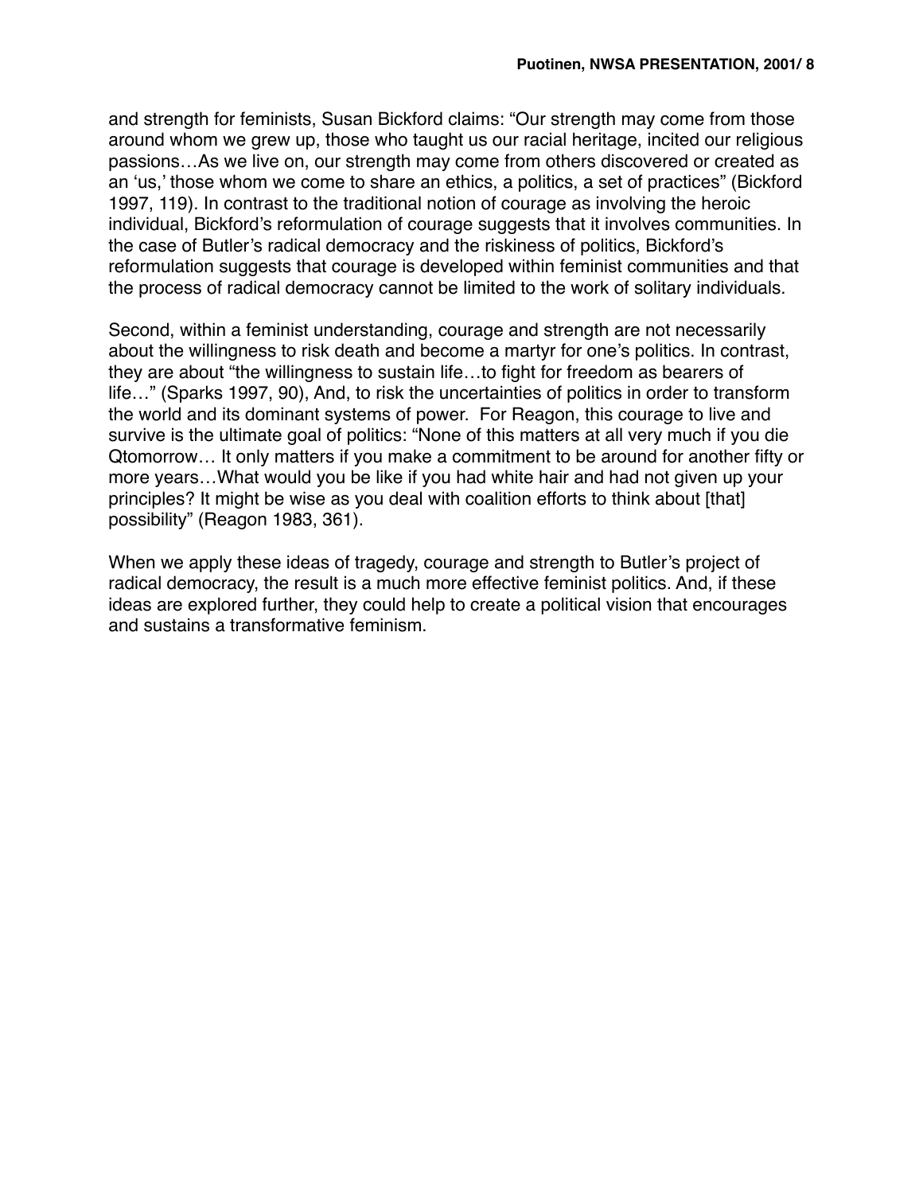and strength for feminists, Susan Bickford claims: “Our strength may come from those around whom we grew up, those who taught us our racial heritage, incited our religious passions…As we live on, our strength may come from others discovered or created as an ‘us,’ those whom we come to share an ethics, a politics, a set of practices” (Bickford 1997, 119). In contrast to the traditional notion of courage as involving the heroic individual, Bickford’s reformulation of courage suggests that it involves communities. In the case of Butler’s radical democracy and the riskiness of politics, Bickford’s reformulation suggests that courage is developed within feminist communities and that the process of radical democracy cannot be limited to the work of solitary individuals.

Second, within a feminist understanding, courage and strength are not necessarily about the willingness to risk death and become a martyr for one’s politics. In contrast, they are about “the willingness to sustain life…to fight for freedom as bearers of life…” (Sparks 1997, 90), And, to risk the uncertainties of politics in order to transform the world and its dominant systems of power. For Reagon, this courage to live and survive is the ultimate goal of politics: “None of this matters at all very much if you die Qtomorrow… It only matters if you make a commitment to be around for another fifty or more years…What would you be like if you had white hair and had not given up your principles? It might be wise as you deal with coalition efforts to think about [that] possibility” (Reagon 1983, 361).

When we apply these ideas of tragedy, courage and strength to Butler’s project of radical democracy, the result is a much more effective feminist politics. And, if these ideas are explored further, they could help to create a political vision that encourages and sustains a transformative feminism.